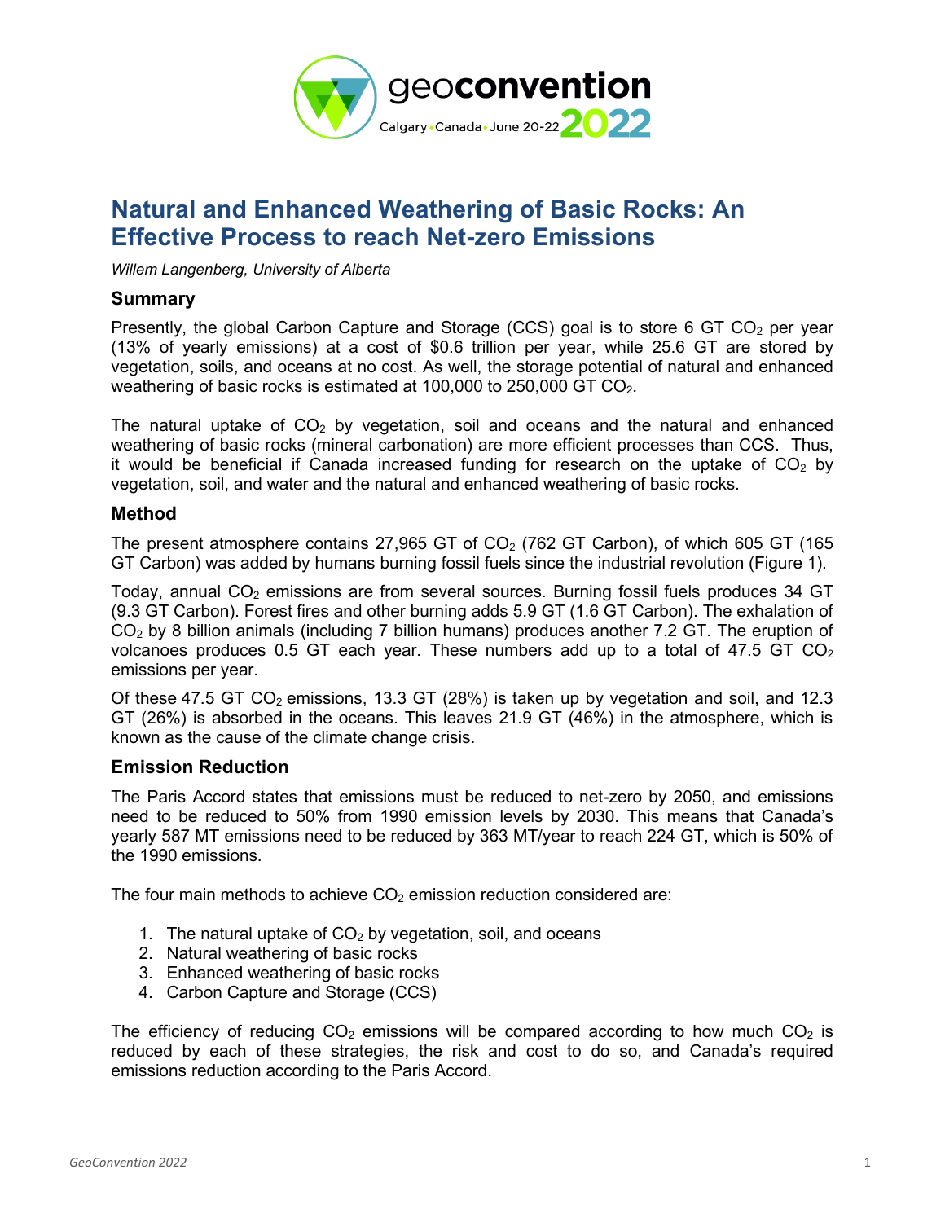# Natural and Enhanced Weathering of Basic Rocks: An Effective Process to reach Net-zero Emissions

*Willem Langenberg, University of Alberta*

## Summary

Presently, the global Carbon Capture and Storage (CCS) goal is to store 6 GT $CO_2$ per year (13% of yearly emissions) at a cost of \$0.6 trillion per year, while 25.6 GT are stored by vegetation, soils, and oceans at no cost. As well, the storage potential of natural and enhanced weathering of basic rocks is estimated at 100,000 to 250,000 GT $CO_2$.

The natural uptake of $CO_2$ by vegetation, soil and oceans and the natural and enhanced weathering of basic rocks (mineral carbonation) are more efficient processes than CCS. Thus, it would be beneficial if Canada increased funding for research on the uptake of $CO_2$ by vegetation, soil, and water and the natural and enhanced weathering of basic rocks.

## Method

The present atmosphere contains 27,965 GT of $CO_2$ (762 GT Carbon), of which 605 GT (165 GT Carbon) was added by humans burning fossil fuels since the industrial revolution (Figure 1).

Today, annual $CO_2$ emissions are from several sources. Burning fossil fuels produces 34 GT (9.3 GT Carbon). Forest fires and other burning adds 5.9 GT (1.6 GT Carbon). The exhalation of $CO_2$ by 8 billion animals (including 7 billion humans) produces another 7.2 GT. The eruption of volcanoes produces 0.5 GT each year. These numbers add up to a total of 47.5 GT $CO_2$ emissions per year.

Of these 47.5 GT $CO_2$ emissions, 13.3 GT (28%) is taken up by vegetation and soil, and 12.3 GT (26%) is absorbed in the oceans. This leaves 21.9 GT (46%) in the atmosphere, which is known as the cause of the climate change crisis.

## Emission Reduction

The Paris Accord states that emissions must be reduced to net-zero by 2050, and emissions need to be reduced to 50% from 1990 emission levels by 2030. This means that Canada's yearly 587 MT emissions need to be reduced by 363 MT/year to reach 224 GT, which is 50% of the 1990 emissions.

The four main methods to achieve $CO_2$ emission reduction considered are:

1. The natural uptake of $CO_2$ by vegetation, soil, and oceans
2. Natural weathering of basic rocks
3. Enhanced weathering of basic rocks
4. Carbon Capture and Storage (CCS)

The efficiency of reducing $CO_2$ emissions will be compared according to how much $CO_2$ is reduced by each of these strategies, the risk and cost to do so, and Canada's required emissions reduction according to the Paris Accord.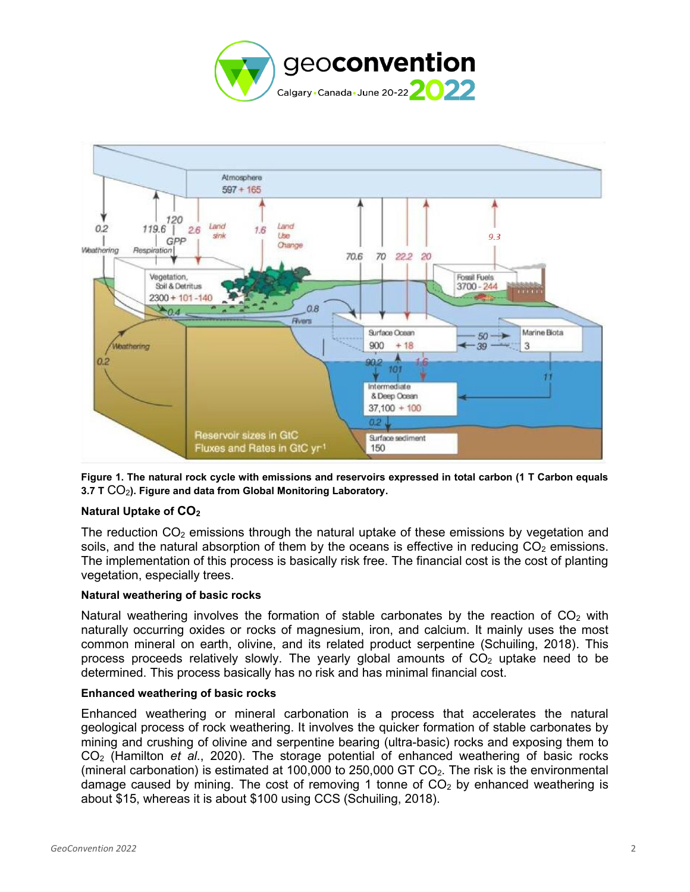**Figure 1. The natural rock cycle with emissions and reservoirs expressed in total carbon (1 T Carbon equals 3.7 T $CO_2$). Figure and data from Global Monitoring Laboratory.**

**Natural Uptake of $CO_2$**

The reduction $CO_2$ emissions through the natural uptake of these emissions by vegetation and soils, and the natural absorption of them by the oceans is effective in reducing $CO_2$ emissions. The implementation of this process is basically risk free. The financial cost is the cost of planting vegetation, especially trees.

**Natural weathering of basic rocks**

Natural weathering involves the formation of stable carbonates by the reaction of $CO_2$ with naturally occurring oxides or rocks of magnesium, iron, and calcium. It mainly uses the most common mineral on earth, olivine, and its related product serpentine (Schuiling, 2018). This process proceeds relatively slowly. The yearly global amounts of $CO_2$ uptake need to be determined. This process basically has no risk and has minimal financial cost.

**Enhanced weathering of basic rocks**

Enhanced weathering or mineral carbonation is a process that accelerates the natural geological process of rock weathering. It involves the quicker formation of stable carbonates by mining and crushing of olivine and serpentine bearing (ultra-basic) rocks and exposing them to $CO_2$ (Hamilton *et al*., 2020). The storage potential of enhanced weathering of basic rocks (mineral carbonation) is estimated at 100,000 to 250,000 GT $CO_2$. The risk is the environmental damage caused by mining. The cost of removing 1 tonne of $CO_2$ by enhanced weathering is about $15, whereas it is about $100 using CCS (Schuiling, 2018).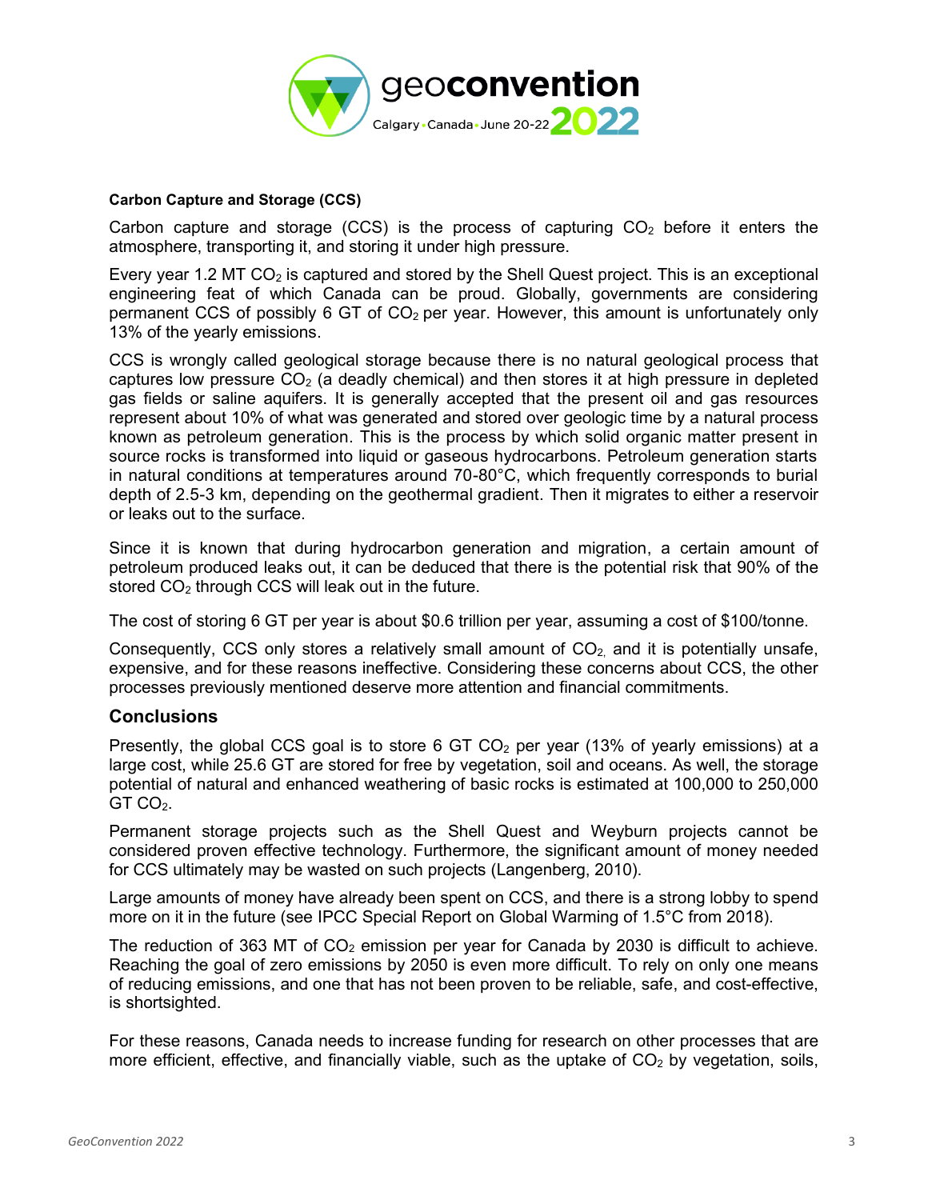**Carbon Capture and Storage (CCS)**

Carbon capture and storage (CCS) is the process of capturing $CO_2$ before it enters the atmosphere, transporting it, and storing it under high pressure.

Every year 1.2 MT $CO_2$ is captured and stored by the Shell Quest project. This is an exceptional engineering feat of which Canada can be proud. Globally, governments are considering permanent CCS of possibly 6 GT of $CO_2$ per year. However, this amount is unfortunately only 13% of the yearly emissions.

CCS is wrongly called geological storage because there is no natural geological process that captures low pressure $CO_2$ (a deadly chemical) and then stores it at high pressure in depleted gas fields or saline aquifers. It is generally accepted that the present oil and gas resources represent about 10% of what was generated and stored over geologic time by a natural process known as petroleum generation. This is the process by which solid organic matter present in source rocks is transformed into liquid or gaseous hydrocarbons. Petroleum generation starts in natural conditions at temperatures around 70-80°C, which frequently corresponds to burial depth of 2.5-3 km, depending on the geothermal gradient. Then it migrates to either a reservoir or leaks out to the surface.

Since it is known that during hydrocarbon generation and migration, a certain amount of petroleum produced leaks out, it can be deduced that there is the potential risk that 90% of the stored $CO_2$ through CCS will leak out in the future.

The cost of storing 6 GT per year is about $0.6 trillion per year, assuming a cost of $100/tonne.

Consequently, CCS only stores a relatively small amount of $CO_2$, and it is potentially unsafe, expensive, and for these reasons ineffective. Considering these concerns about CCS, the other processes previously mentioned deserve more attention and financial commitments.

## Conclusions

Presently, the global CCS goal is to store 6 GT $CO_2$ per year (13% of yearly emissions) at a large cost, while 25.6 GT are stored for free by vegetation, soil and oceans. As well, the storage potential of natural and enhanced weathering of basic rocks is estimated at 100,000 to 250,000 GT $CO_2$.

Permanent storage projects such as the Shell Quest and Weyburn projects cannot be considered proven effective technology. Furthermore, the significant amount of money needed for CCS ultimately may be wasted on such projects (Langenberg, 2010).

Large amounts of money have already been spent on CCS, and there is a strong lobby to spend more on it in the future (see IPCC Special Report on Global Warming of 1.5°C from 2018).

The reduction of 363 MT of $CO_2$ emission per year for Canada by 2030 is difficult to achieve. Reaching the goal of zero emissions by 2050 is even more difficult. To rely on only one means of reducing emissions, and one that has not been proven to be reliable, safe, and cost-effective, is shortsighted.

For these reasons, Canada needs to increase funding for research on other processes that are more efficient, effective, and financially viable, such as the uptake of $CO_2$ by vegetation, soils,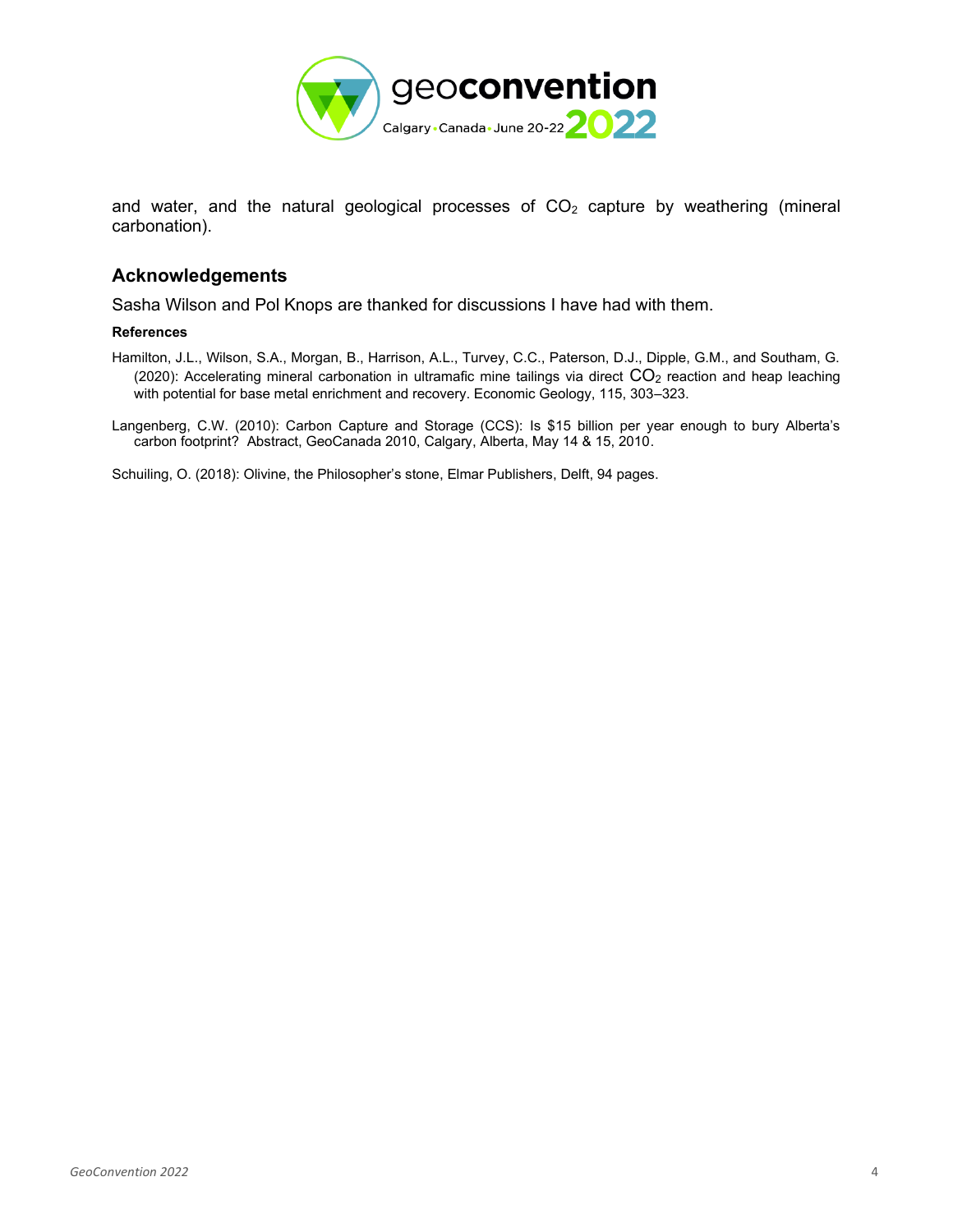and water, and the natural geological processes of $CO_2$ capture by weathering (mineral carbonation).

## Acknowledgements

Sasha Wilson and Pol Knops are thanked for discussions I have had with them.

### References

Hamilton, J.L., Wilson, S.A., Morgan, B., Harrison, A.L., Turvey, C.C., Paterson, D.J., Dipple, G.M., and Southam, G. (2020): Accelerating mineral carbonation in ultramafic mine tailings via direct $CO_2$ reaction and heap leaching with potential for base metal enrichment and recovery. Economic Geology, 115, 303–323.

Langenberg, C.W. (2010): Carbon Capture and Storage (CCS): Is $15 billion per year enough to bury Alberta's carbon footprint? Abstract, GeoCanada 2010, Calgary, Alberta, May 14 & 15, 2010.

Schuiling, O. (2018): Olivine, the Philosopher's stone, Elmar Publishers, Delft, 94 pages.